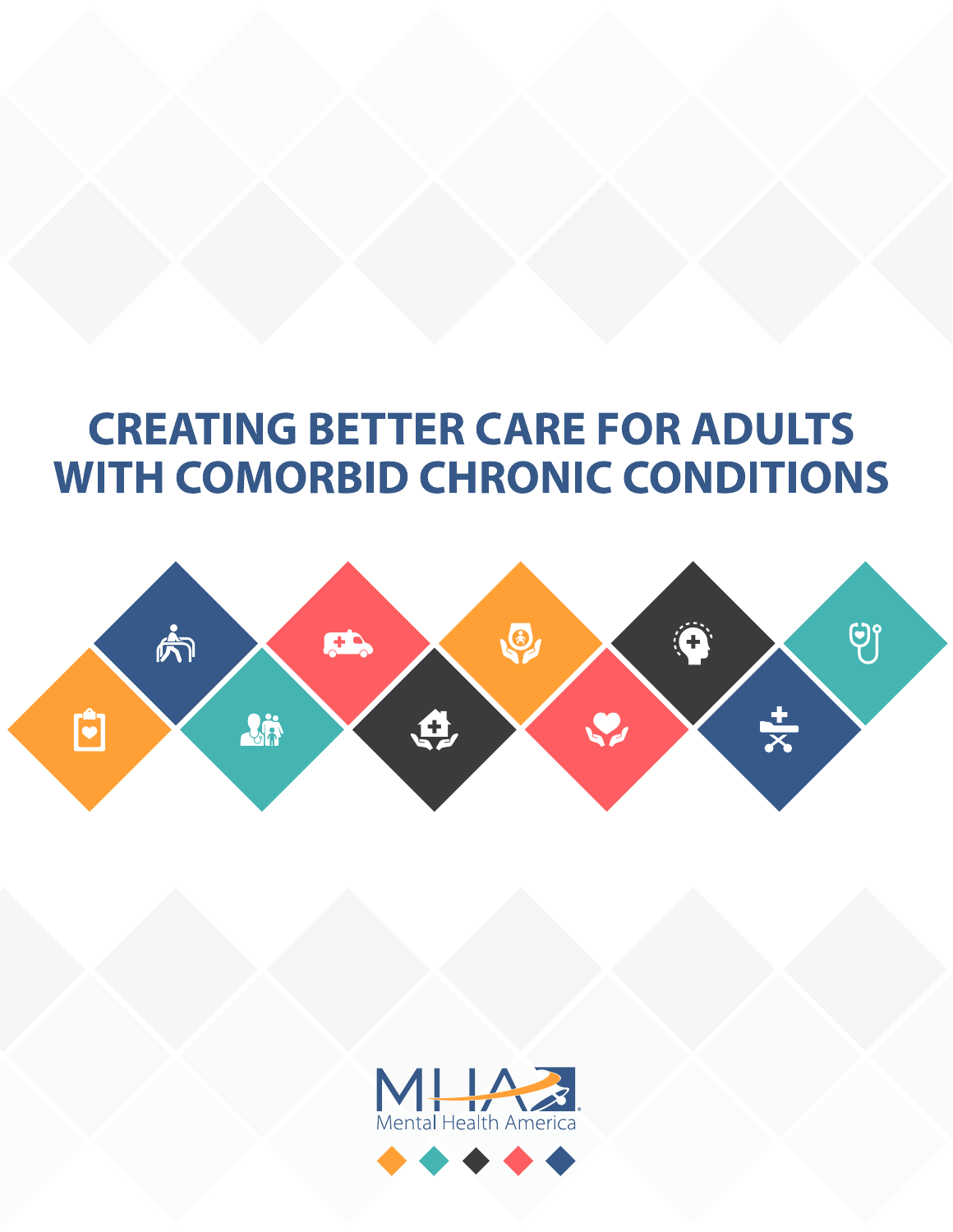# CREATING BETTER CARE FOR ADULTS WITH COMORBID CHRONIC CONDITIONS

Mental Health America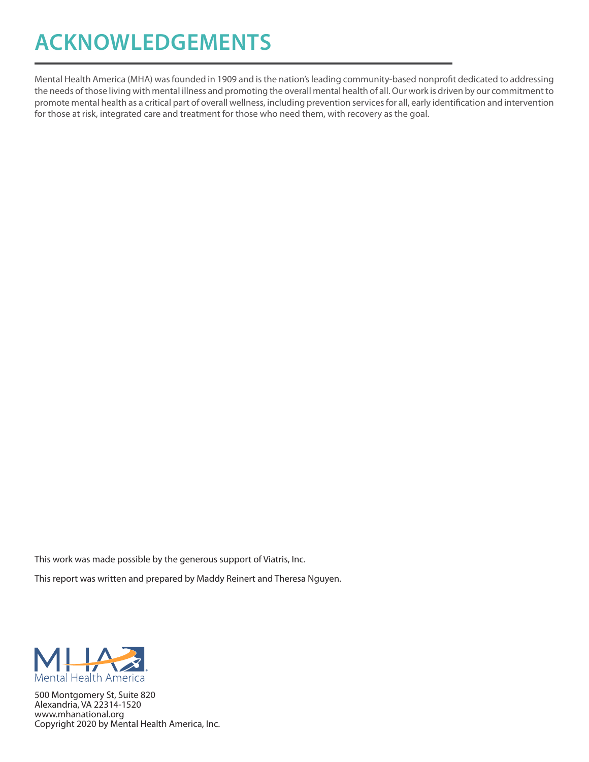# ACKNOWLEDGEMENTS

Mental Health America (MHA) was founded in 1909 and is the nation's leading community-based nonprofit dedicated to addressing the needs of those living with mental illness and promoting the overall mental health of all. Our work is driven by our commitment to promote mental health as a critical part of overall wellness, including prevention services for all, early identification and intervention for those at risk, integrated care and treatment for those who need them, with recovery as the goal.

This work was made possible by the generous support of Viatris, Inc.

This report was written and prepared by Maddy Reinert and Theresa Nguyen.

MHA Mental Health America

500 Montgomery St, Suite 820
Alexandria, VA 22314-1520
www.mhanational.org
Copyright 2020 by Mental Health America, Inc.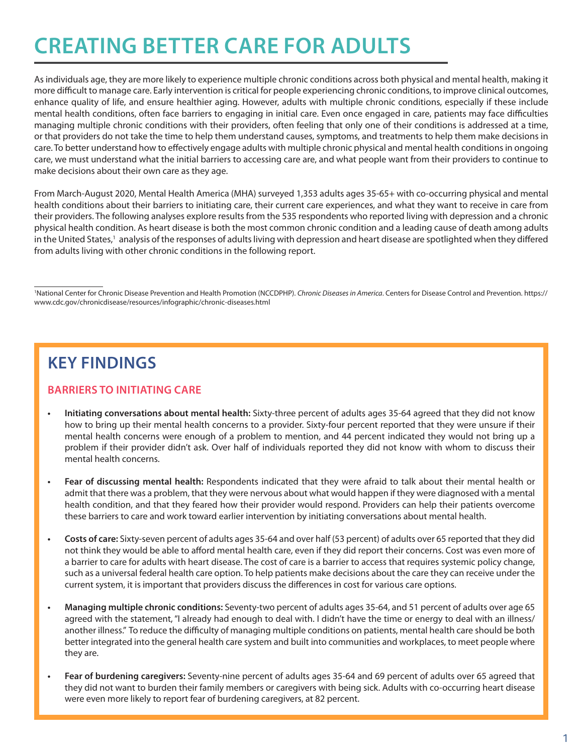# CREATING BETTER CARE FOR ADULTS

As individuals age, they are more likely to experience multiple chronic conditions across both physical and mental health, making it more difficult to manage care. Early intervention is critical for people experiencing chronic conditions, to improve clinical outcomes, enhance quality of life, and ensure healthier aging. However, adults with multiple chronic conditions, especially if these include mental health conditions, often face barriers to engaging in initial care. Even once engaged in care, patients may face difficulties managing multiple chronic conditions with their providers, often feeling that only one of their conditions is addressed at a time, or that providers do not take the time to help them understand causes, symptoms, and treatments to help them make decisions in care. To better understand how to effectively engage adults with multiple chronic physical and mental health conditions in ongoing care, we must understand what the initial barriers to accessing care are, and what people want from their providers to continue to make decisions about their own care as they age.

From March-August 2020, Mental Health America (MHA) surveyed 1,353 adults ages 35-65+ with co-occurring physical and mental health conditions about their barriers to initiating care, their current care experiences, and what they want to receive in care from their providers. The following analyses explore results from the 535 respondents who reported living with depression and a chronic physical health condition. As heart disease is both the most common chronic condition and a leading cause of death among adults in the United States,[1] analysis of the responses of adults living with depression and heart disease are spotlighted when they differed from adults living with other chronic conditions in the following report.

[1]National Center for Chronic Disease Prevention and Health Promotion (NCCDPHP). *Chronic Diseases in America*. Centers for Disease Control and Prevention. https://www.cdc.gov/chronicdisease/resources/infographic/chronic-diseases.html

## KEY FINDINGS

### BARRIERS TO INITIATING CARE

- **Initiating conversations about mental health:** Sixty-three percent of adults ages 35-64 agreed that they did not know how to bring up their mental health concerns to a provider. Sixty-four percent reported that they were unsure if their mental health concerns were enough of a problem to mention, and 44 percent indicated they would not bring up a problem if their provider didn't ask. Over half of individuals reported they did not know with whom to discuss their mental health concerns.
- **Fear of discussing mental health:** Respondents indicated that they were afraid to talk about their mental health or admit that there was a problem, that they were nervous about what would happen if they were diagnosed with a mental health condition, and that they feared how their provider would respond. Providers can help their patients overcome these barriers to care and work toward earlier intervention by initiating conversations about mental health.
- **Costs of care:** Sixty-seven percent of adults ages 35-64 and over half (53 percent) of adults over 65 reported that they did not think they would be able to afford mental health care, even if they did report their concerns. Cost was even more of a barrier to care for adults with heart disease. The cost of care is a barrier to access that requires systemic policy change, such as a universal federal health care option. To help patients make decisions about the care they can receive under the current system, it is important that providers discuss the differences in cost for various care options.
- **Managing multiple chronic conditions:** Seventy-two percent of adults ages 35-64, and 51 percent of adults over age 65 agreed with the statement, "I already had enough to deal with. I didn't have the time or energy to deal with an illness/another illness." To reduce the difficulty of managing multiple conditions on patients, mental health care should be both better integrated into the general health care system and built into communities and workplaces, to meet people where they are.
- **Fear of burdening caregivers:** Seventy-nine percent of adults ages 35-64 and 69 percent of adults over 65 agreed that they did not want to burden their family members or caregivers with being sick. Adults with co-occurring heart disease were even more likely to report fear of burdening caregivers, at 82 percent.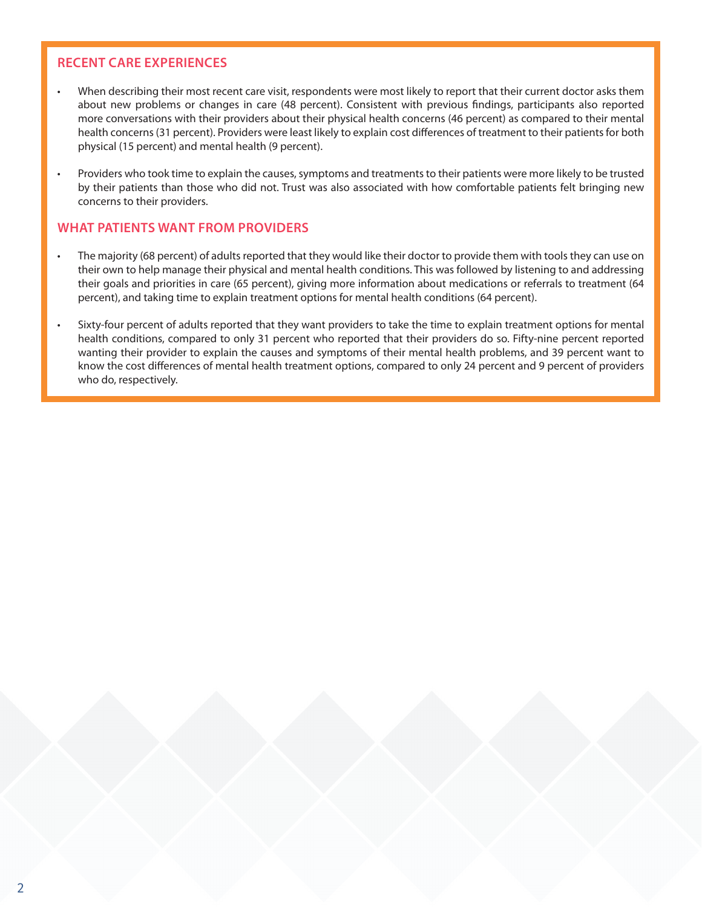## RECENT CARE EXPERIENCES

- When describing their most recent care visit, respondents were most likely to report that their current doctor asks them about new problems or changes in care (48 percent). Consistent with previous findings, participants also reported more conversations with their providers about their physical health concerns (46 percent) as compared to their mental health concerns (31 percent). Providers were least likely to explain cost differences of treatment to their patients for both physical (15 percent) and mental health (9 percent).
- Providers who took time to explain the causes, symptoms and treatments to their patients were more likely to be trusted by their patients than those who did not. Trust was also associated with how comfortable patients felt bringing new concerns to their providers.

## WHAT PATIENTS WANT FROM PROVIDERS

- The majority (68 percent) of adults reported that they would like their doctor to provide them with tools they can use on their own to help manage their physical and mental health conditions. This was followed by listening to and addressing their goals and priorities in care (65 percent), giving more information about medications or referrals to treatment (64 percent), and taking time to explain treatment options for mental health conditions (64 percent).
- Sixty-four percent of adults reported that they want providers to take the time to explain treatment options for mental health conditions, compared to only 31 percent who reported that their providers do so. Fifty-nine percent reported wanting their provider to explain the causes and symptoms of their mental health problems, and 39 percent want to know the cost differences of mental health treatment options, compared to only 24 percent and 9 percent of providers who do, respectively.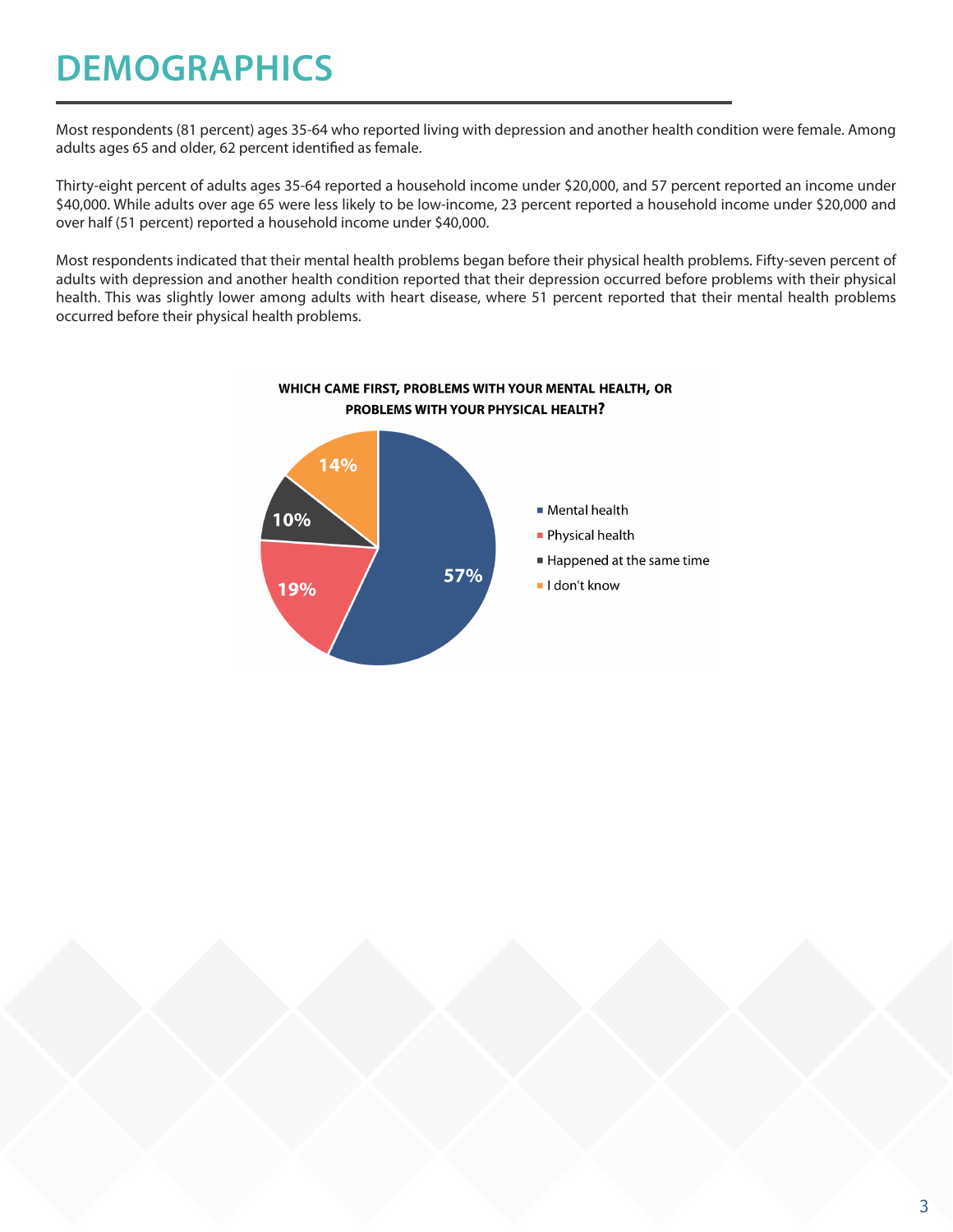# DEMOGRAPHICS

Most respondents (81 percent) ages 35-64 who reported living with depression and another health condition were female. Among adults ages 65 and older, 62 percent identified as female.

Thirty-eight percent of adults ages 35-64 reported a household income under $20,000, and 57 percent reported an income under $40,000. While adults over age 65 were less likely to be low-income, 23 percent reported a household income under $20,000 and over half (51 percent) reported a household income under $40,000.

Most respondents indicated that their mental health problems began before their physical health problems. Fifty-seven percent of adults with depression and another health condition reported that their depression occurred before problems with their physical health. This was slightly lower among adults with heart disease, where 51 percent reported that their mental health problems occurred before their physical health problems.

**WHICH CAME FIRST, PROBLEMS WITH YOUR MENTAL HEALTH, OR PROBLEMS WITH YOUR PHYSICAL HEALTH?**

| Response | Percent |
| --- | --- |
| Mental health | 57% |
| Physical health | 19% |
| Happened at the same time | 10% |
| I don't know | 14% |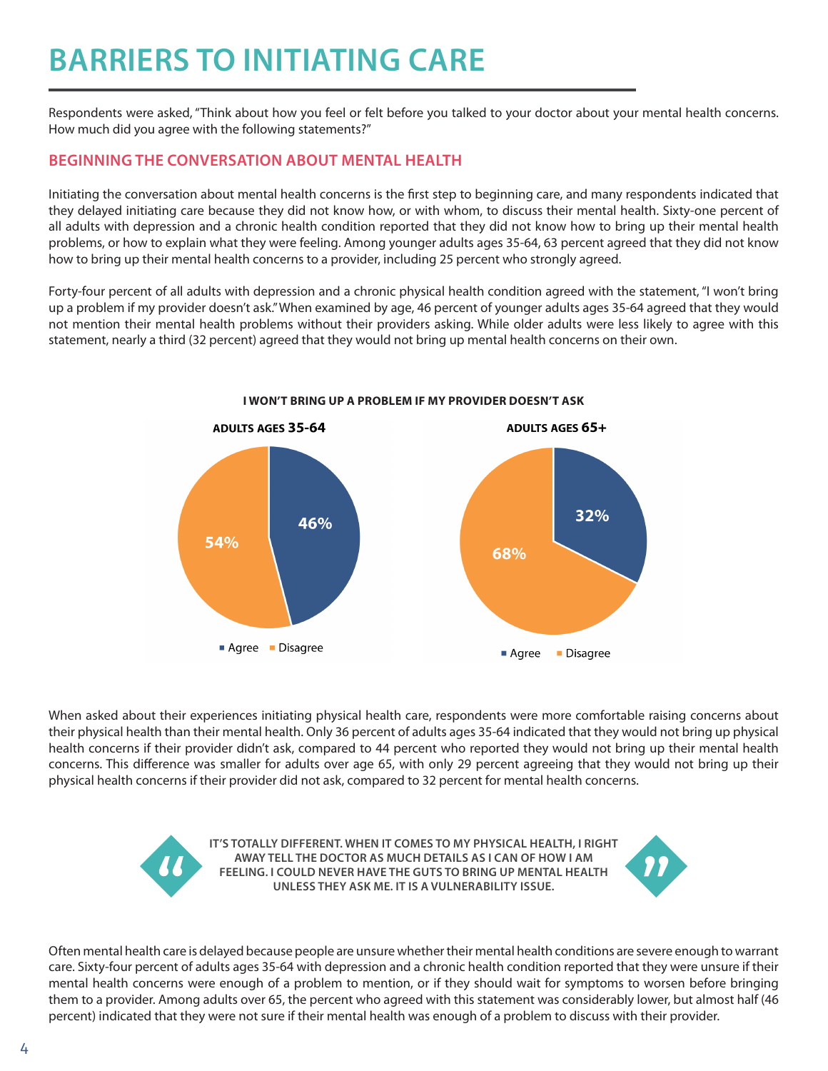# BARRIERS TO INITIATING CARE

Respondents were asked, "Think about how you feel or felt before you talked to your doctor about your mental health concerns. How much did you agree with the following statements?"

## BEGINNING THE CONVERSATION ABOUT MENTAL HEALTH

Initiating the conversation about mental health concerns is the first step to beginning care, and many respondents indicated that they delayed initiating care because they did not know how, or with whom, to discuss their mental health. Sixty-one percent of all adults with depression and a chronic health condition reported that they did not know how to bring up their mental health problems, or how to explain what they were feeling. Among younger adults ages 35-64, 63 percent agreed that they did not know how to bring up their mental health concerns to a provider, including 25 percent who strongly agreed.

Forty-four percent of all adults with depression and a chronic physical health condition agreed with the statement, "I won't bring up a problem if my provider doesn't ask." When examined by age, 46 percent of younger adults ages 35-64 agreed that they would not mention their mental health problems without their providers asking. While older adults were less likely to agree with this statement, nearly a third (32 percent) agreed that they would not bring up mental health concerns on their own.

**I WON'T BRING UP A PROBLEM IF MY PROVIDER DOESN'T ASK**

| | Agree | Disagree |
|---|---|---|
| ADULTS AGES 35-64 | 46% | 54% |
| ADULTS AGES 65+ | 32% | 68% |

When asked about their experiences initiating physical health care, respondents were more comfortable raising concerns about their physical health than their mental health. Only 36 percent of adults ages 35-64 indicated that they would not bring up physical health concerns if their provider didn't ask, compared to 44 percent who reported they would not bring up their mental health concerns. This difference was smaller for adults over age 65, with only 29 percent agreeing that they would not bring up their physical health concerns if their provider did not ask, compared to 32 percent for mental health concerns.

> "IT'S TOTALLY DIFFERENT. WHEN IT COMES TO MY PHYSICAL HEALTH, I RIGHT AWAY TELL THE DOCTOR AS MUCH DETAILS AS I CAN OF HOW I AM FEELING. I COULD NEVER HAVE THE GUTS TO BRING UP MENTAL HEALTH UNLESS THEY ASK ME. IT IS A VULNERABILITY ISSUE."

Often mental health care is delayed because people are unsure whether their mental health conditions are severe enough to warrant care. Sixty-four percent of adults ages 35-64 with depression and a chronic health condition reported that they were unsure if their mental health concerns were enough of a problem to mention, or if they should wait for symptoms to worsen before bringing them to a provider. Among adults over 65, the percent who agreed with this statement was considerably lower, but almost half (46 percent) indicated that they were not sure if their mental health was enough of a problem to discuss with their provider.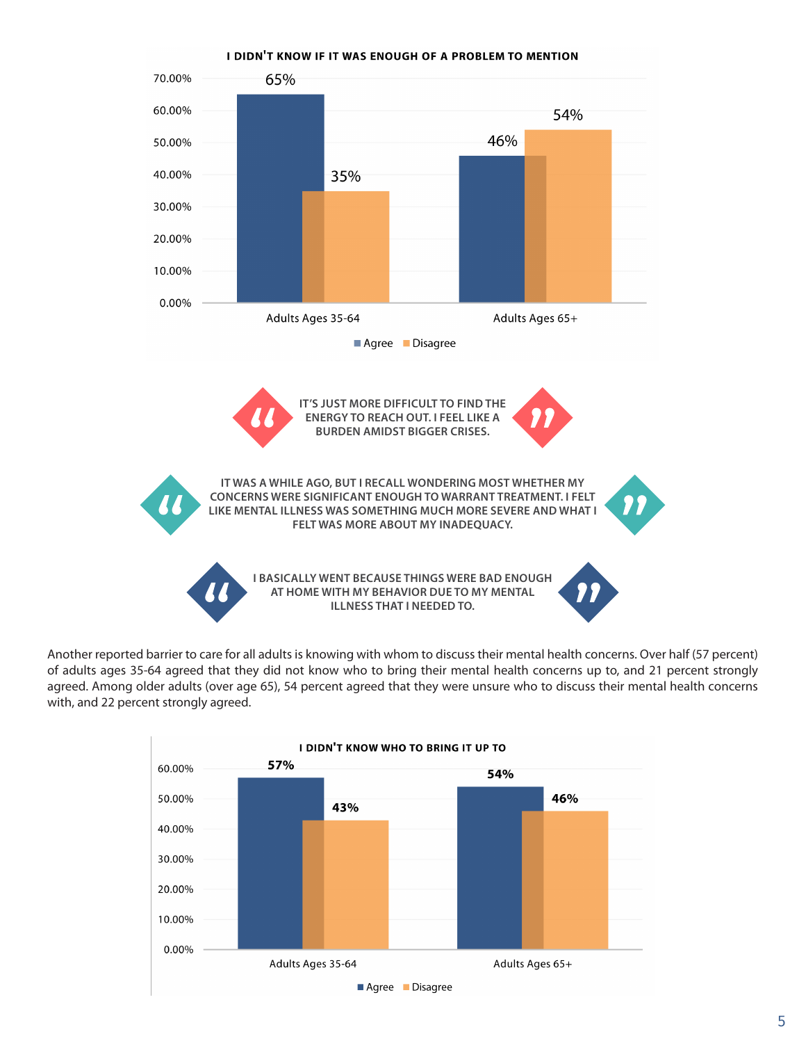**I DIDN'T KNOW IF IT WAS ENOUGH OF A PROBLEM TO MENTION**

| | Agree | Disagree |
|---|---|---|
| Adults Ages 35-64 | 65% | 35% |
| Adults Ages 65+ | 46% | 54% |

> IT'S JUST MORE DIFFICULT TO FIND THE ENERGY TO REACH OUT. I FEEL LIKE A BURDEN AMIDST BIGGER CRISES.

> IT WAS A WHILE AGO, BUT I RECALL WONDERING MOST WHETHER MY CONCERNS WERE SIGNIFICANT ENOUGH TO WARRANT TREATMENT. I FELT LIKE MENTAL ILLNESS WAS SOMETHING MUCH MORE SEVERE AND WHAT I FELT WAS MORE ABOUT MY INADEQUACY.

> I BASICALLY WENT BECAUSE THINGS WERE BAD ENOUGH AT HOME WITH MY BEHAVIOR DUE TO MY MENTAL ILLNESS THAT I NEEDED TO.

Another reported barrier to care for all adults is knowing with whom to discuss their mental health concerns. Over half (57 percent) of adults ages 35-64 agreed that they did not know who to bring their mental health concerns up to, and 21 percent strongly agreed. Among older adults (over age 65), 54 percent agreed that they were unsure who to discuss their mental health concerns with, and 22 percent strongly agreed.

**I DIDN'T KNOW WHO TO BRING IT UP TO**

| | Agree | Disagree |
|---|---|---|
| Adults Ages 35-64 | 57% | 43% |
| Adults Ages 65+ | 54% | 46% |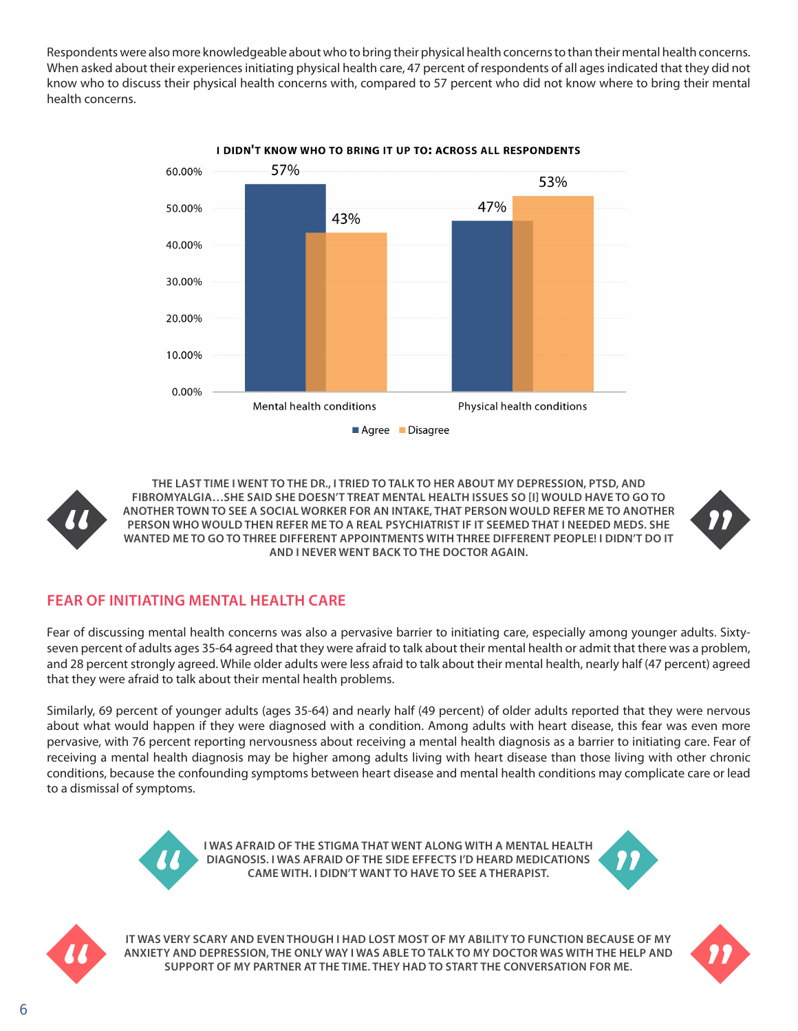Respondents were also more knowledgeable about who to bring their physical health concerns to than their mental health concerns. When asked about their experiences initiating physical health care, 47 percent of respondents of all ages indicated that they did not know who to discuss their physical health concerns with, compared to 57 percent who did not know where to bring their mental health concerns.

**I DIDN'T KNOW WHO TO BRING IT UP TO: ACROSS ALL RESPONDENTS**

| | Agree | Disagree |
|---|---|---|
| Mental health conditions | 57% | 43% |
| Physical health conditions | 47% | 53% |

> THE LAST TIME I WENT TO THE DR., I TRIED TO TALK TO HER ABOUT MY DEPRESSION, PTSD, AND FIBROMYALGIA…SHE SAID SHE DOESN'T TREAT MENTAL HEALTH ISSUES SO [I] WOULD HAVE TO GO TO ANOTHER TOWN TO SEE A SOCIAL WORKER FOR AN INTAKE, THAT PERSON WOULD REFER ME TO ANOTHER PERSON WHO WOULD THEN REFER ME TO A REAL PSYCHIATRIST IF IT SEEMED THAT I NEEDED MEDS. SHE WANTED ME TO GO TO THREE DIFFERENT APPOINTMENTS WITH THREE DIFFERENT PEOPLE! I DIDN'T DO IT AND I NEVER WENT BACK TO THE DOCTOR AGAIN.

## FEAR OF INITIATING MENTAL HEALTH CARE

Fear of discussing mental health concerns was also a pervasive barrier to initiating care, especially among younger adults. Sixty-seven percent of adults ages 35-64 agreed that they were afraid to talk about their mental health or admit that there was a problem, and 28 percent strongly agreed. While older adults were less afraid to talk about their mental health, nearly half (47 percent) agreed that they were afraid to talk about their mental health problems.

Similarly, 69 percent of younger adults (ages 35-64) and nearly half (49 percent) of older adults reported that they were nervous about what would happen if they were diagnosed with a condition. Among adults with heart disease, this fear was even more pervasive, with 76 percent reporting nervousness about receiving a mental health diagnosis as a barrier to initiating care. Fear of receiving a mental health diagnosis may be higher among adults living with heart disease than those living with other chronic conditions, because the confounding symptoms between heart disease and mental health conditions may complicate care or lead to a dismissal of symptoms.

> I WAS AFRAID OF THE STIGMA THAT WENT ALONG WITH A MENTAL HEALTH DIAGNOSIS. I WAS AFRAID OF THE SIDE EFFECTS I'D HEARD MEDICATIONS CAME WITH. I DIDN'T WANT TO HAVE TO SEE A THERAPIST.

> IT WAS VERY SCARY AND EVEN THOUGH I HAD LOST MOST OF MY ABILITY TO FUNCTION BECAUSE OF MY ANXIETY AND DEPRESSION, THE ONLY WAY I WAS ABLE TO TALK TO MY DOCTOR WAS WITH THE HELP AND SUPPORT OF MY PARTNER AT THE TIME. THEY HAD TO START THE CONVERSATION FOR ME.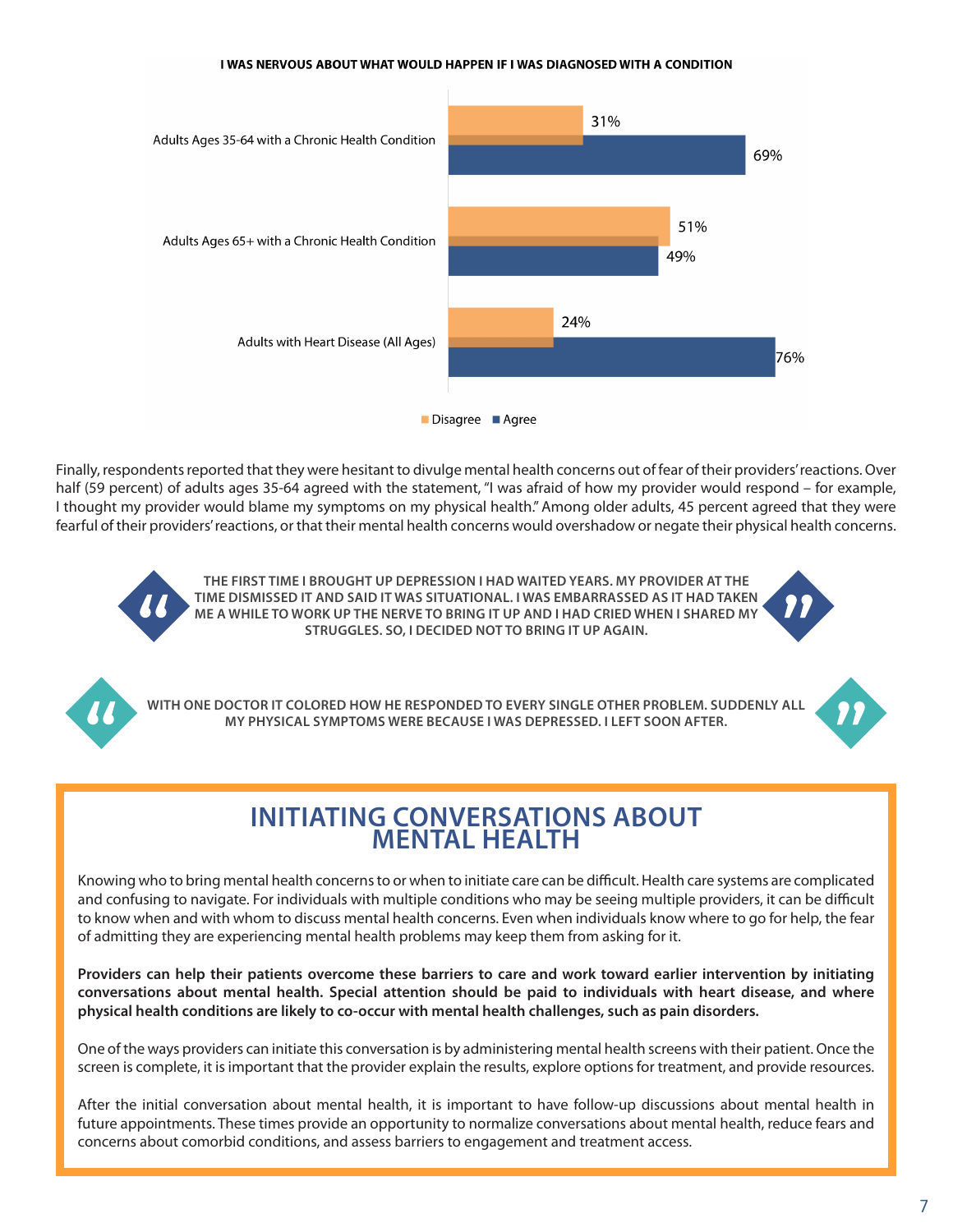**I WAS NERVOUS ABOUT WHAT WOULD HAPPEN IF I WAS DIAGNOSED WITH A CONDITION**

| | Disagree | Agree |
|---|---|---|
| Adults Ages 35-64 with a Chronic Health Condition | 31% | 69% |
| Adults Ages 65+ with a Chronic Health Condition | 51% | 49% |
| Adults with Heart Disease (All Ages) | 24% | 76% |

Finally, respondents reported that they were hesitant to divulge mental health concerns out of fear of their providers' reactions. Over half (59 percent) of adults ages 35-64 agreed with the statement, "I was afraid of how my provider would respond – for example, I thought my provider would blame my symptoms on my physical health." Among older adults, 45 percent agreed that they were fearful of their providers' reactions, or that their mental health concerns would overshadow or negate their physical health concerns.

> "THE FIRST TIME I BROUGHT UP DEPRESSION I HAD WAITED YEARS. MY PROVIDER AT THE TIME DISMISSED IT AND SAID IT WAS SITUATIONAL. I WAS EMBARRASSED AS IT HAD TAKEN ME A WHILE TO WORK UP THE NERVE TO BRING IT UP AND I HAD CRIED WHEN I SHARED MY STRUGGLES. SO, I DECIDED NOT TO BRING IT UP AGAIN."

> "WITH ONE DOCTOR IT COLORED HOW HE RESPONDED TO EVERY SINGLE OTHER PROBLEM. SUDDENLY ALL MY PHYSICAL SYMPTOMS WERE BECAUSE I WAS DEPRESSED. I LEFT SOON AFTER."

## INITIATING CONVERSATIONS ABOUT MENTAL HEALTH

Knowing who to bring mental health concerns to or when to initiate care can be difficult. Health care systems are complicated and confusing to navigate. For individuals with multiple conditions who may be seeing multiple providers, it can be difficult to know when and with whom to discuss mental health concerns. Even when individuals know where to go for help, the fear of admitting they are experiencing mental health problems may keep them from asking for it.

**Providers can help their patients overcome these barriers to care and work toward earlier intervention by initiating conversations about mental health. Special attention should be paid to individuals with heart disease, and where physical health conditions are likely to co-occur with mental health challenges, such as pain disorders.**

One of the ways providers can initiate this conversation is by administering mental health screens with their patient. Once the screen is complete, it is important that the provider explain the results, explore options for treatment, and provide resources.

After the initial conversation about mental health, it is important to have follow-up discussions about mental health in future appointments. These times provide an opportunity to normalize conversations about mental health, reduce fears and concerns about comorbid conditions, and assess barriers to engagement and treatment access.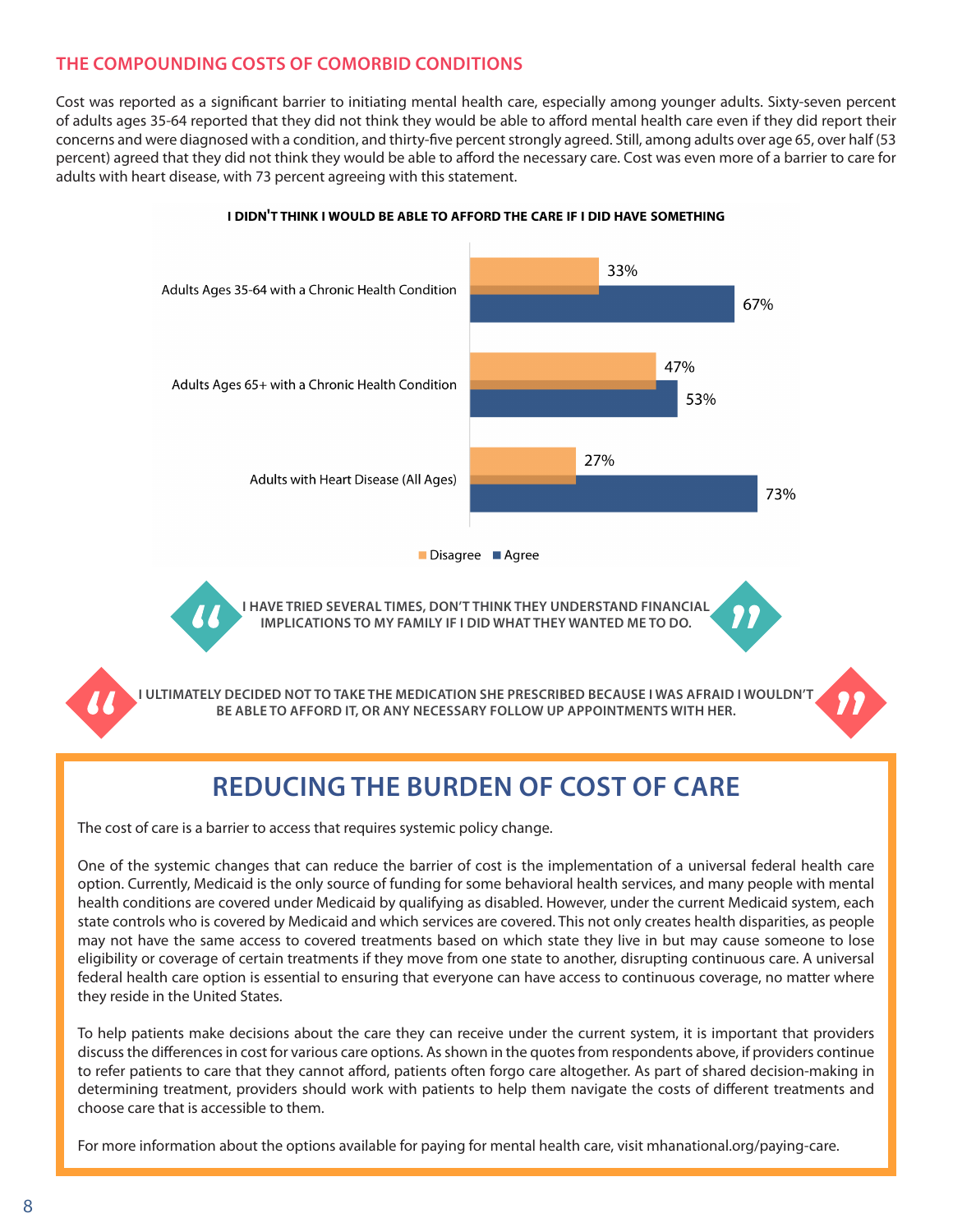## THE COMPOUNDING COSTS OF COMORBID CONDITIONS

Cost was reported as a significant barrier to initiating mental health care, especially among younger adults. Sixty-seven percent of adults ages 35-64 reported that they did not think they would be able to afford mental health care even if they did report their concerns and were diagnosed with a condition, and thirty-five percent strongly agreed. Still, among adults over age 65, over half (53 percent) agreed that they did not think they would be able to afford the necessary care. Cost was even more of a barrier to care for adults with heart disease, with 73 percent agreeing with this statement.

**I DIDN'T THINK I WOULD BE ABLE TO AFFORD THE CARE IF I DID HAVE SOMETHING**

| | Disagree | Agree |
|---|---|---|
| Adults Ages 35-64 with a Chronic Health Condition | 33% | 67% |
| Adults Ages 65+ with a Chronic Health Condition | 47% | 53% |
| Adults with Heart Disease (All Ages) | 27% | 73% |

> **"I HAVE TRIED SEVERAL TIMES, DON'T THINK THEY UNDERSTAND FINANCIAL IMPLICATIONS TO MY FAMILY IF I DID WHAT THEY WANTED ME TO DO."**

> **"I ULTIMATELY DECIDED NOT TO TAKE THE MEDICATION SHE PRESCRIBED BECAUSE I WAS AFRAID I WOULDN'T BE ABLE TO AFFORD IT, OR ANY NECESSARY FOLLOW UP APPOINTMENTS WITH HER."**

## REDUCING THE BURDEN OF COST OF CARE

The cost of care is a barrier to access that requires systemic policy change.

One of the systemic changes that can reduce the barrier of cost is the implementation of a universal federal health care option. Currently, Medicaid is the only source of funding for some behavioral health services, and many people with mental health conditions are covered under Medicaid by qualifying as disabled. However, under the current Medicaid system, each state controls who is covered by Medicaid and which services are covered. This not only creates health disparities, as people may not have the same access to covered treatments based on which state they live in but may cause someone to lose eligibility or coverage of certain treatments if they move from one state to another, disrupting continuous care. A universal federal health care option is essential to ensuring that everyone can have access to continuous coverage, no matter where they reside in the United States.

To help patients make decisions about the care they can receive under the current system, it is important that providers discuss the differences in cost for various care options. As shown in the quotes from respondents above, if providers continue to refer patients to care that they cannot afford, patients often forgo care altogether. As part of shared decision-making in determining treatment, providers should work with patients to help them navigate the costs of different treatments and choose care that is accessible to them.

For more information about the options available for paying for mental health care, visit mhanational.org/paying-care.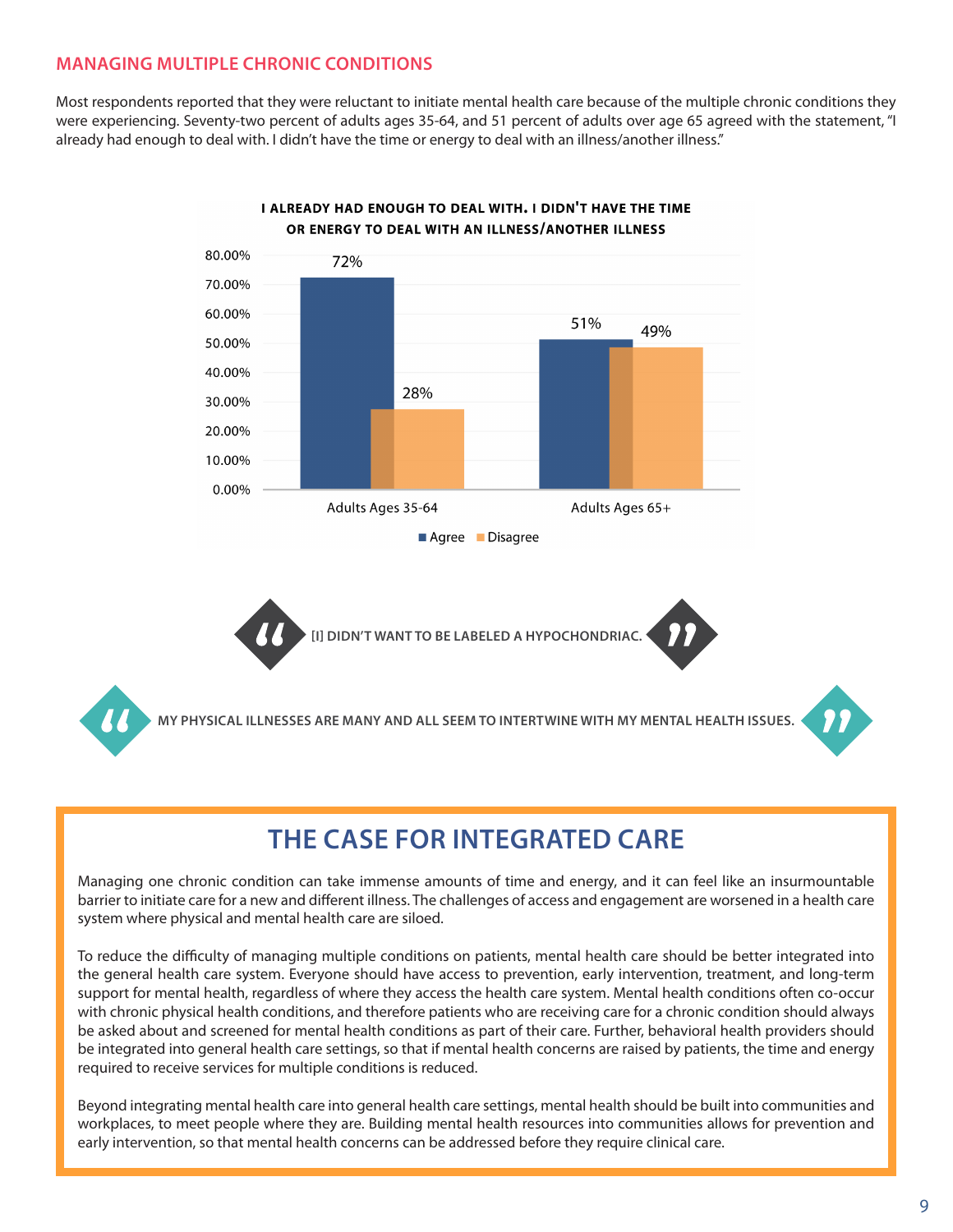## MANAGING MULTIPLE CHRONIC CONDITIONS

Most respondents reported that they were reluctant to initiate mental health care because of the multiple chronic conditions they were experiencing. Seventy-two percent of adults ages 35-64, and 51 percent of adults over age 65 agreed with the statement, "I already had enough to deal with. I didn't have the time or energy to deal with an illness/another illness."

**I ALREADY HAD ENOUGH TO DEAL WITH. I DIDN'T HAVE THE TIME OR ENERGY TO DEAL WITH AN ILLNESS/ANOTHER ILLNESS**

| | Agree | Disagree |
|---|---|---|
| Adults Ages 35-64 | 72% | 28% |
| Adults Ages 65+ | 51% | 49% |

> "[I] DIDN'T WANT TO BE LABELED A HYPOCHONDRIAC."

> "MY PHYSICAL ILLNESSES ARE MANY AND ALL SEEM TO INTERTWINE WITH MY MENTAL HEALTH ISSUES."

## THE CASE FOR INTEGRATED CARE

Managing one chronic condition can take immense amounts of time and energy, and it can feel like an insurmountable barrier to initiate care for a new and different illness. The challenges of access and engagement are worsened in a health care system where physical and mental health care are siloed.

To reduce the difficulty of managing multiple conditions on patients, mental health care should be better integrated into the general health care system. Everyone should have access to prevention, early intervention, treatment, and long-term support for mental health, regardless of where they access the health care system. Mental health conditions often co-occur with chronic physical health conditions, and therefore patients who are receiving care for a chronic condition should always be asked about and screened for mental health conditions as part of their care. Further, behavioral health providers should be integrated into general health care settings, so that if mental health concerns are raised by patients, the time and energy required to receive services for multiple conditions is reduced.

Beyond integrating mental health care into general health care settings, mental health should be built into communities and workplaces, to meet people where they are. Building mental health resources into communities allows for prevention and early intervention, so that mental health concerns can be addressed before they require clinical care.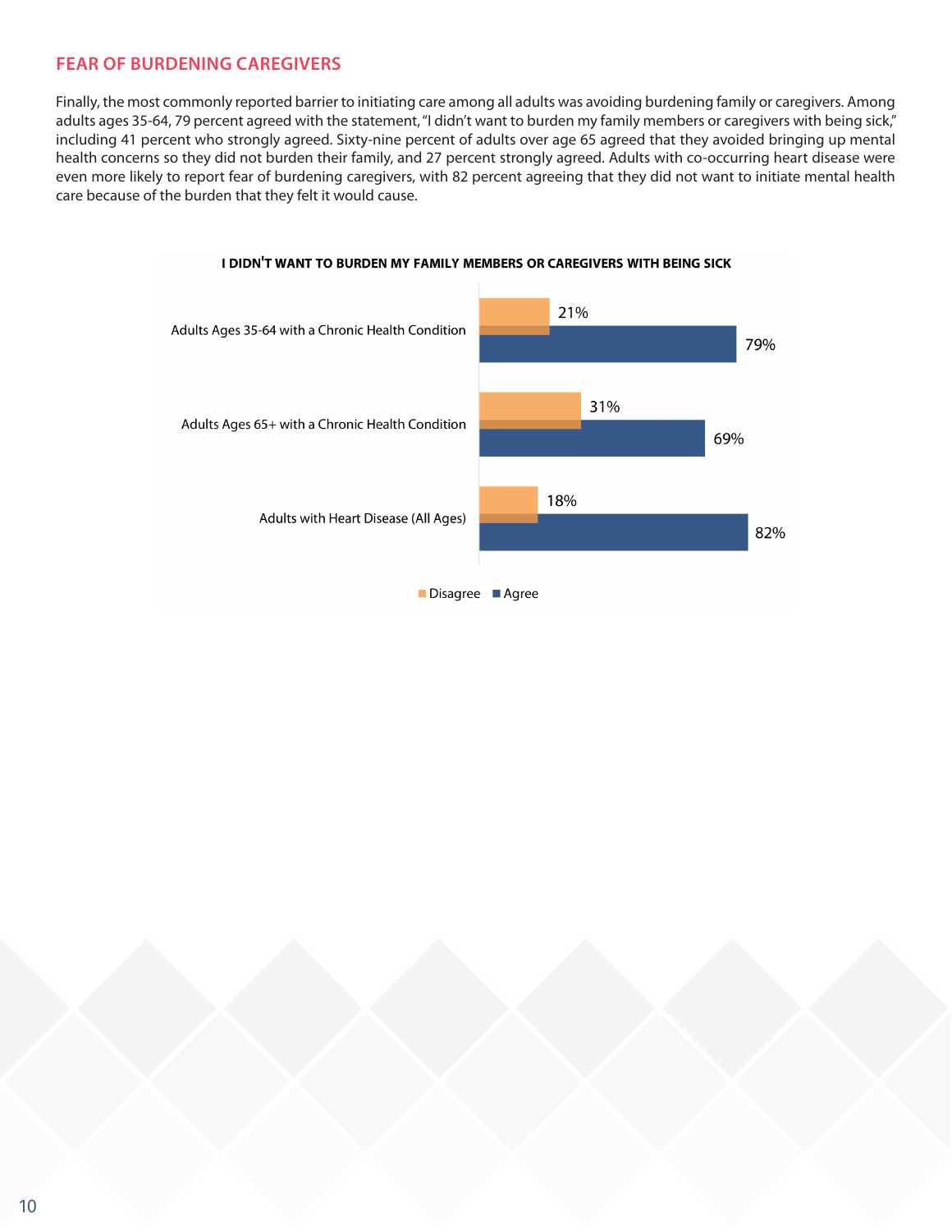## FEAR OF BURDENING CAREGIVERS

Finally, the most commonly reported barrier to initiating care among all adults was avoiding burdening family or caregivers. Among adults ages 35-64, 79 percent agreed with the statement, "I didn't want to burden my family members or caregivers with being sick," including 41 percent who strongly agreed. Sixty-nine percent of adults over age 65 agreed that they avoided bringing up mental health concerns so they did not burden their family, and 27 percent strongly agreed. Adults with co-occurring heart disease were even more likely to report fear of burdening caregivers, with 82 percent agreeing that they did not want to initiate mental health care because of the burden that they felt it would cause.

**I DIDN'T WANT TO BURDEN MY FAMILY MEMBERS OR CAREGIVERS WITH BEING SICK**

| | Disagree | Agree |
|---|---|---|
| Adults Ages 35-64 with a Chronic Health Condition | 21% | 79% |
| Adults Ages 65+ with a Chronic Health Condition | 31% | 69% |
| Adults with Heart Disease (All Ages) | 18% | 82% |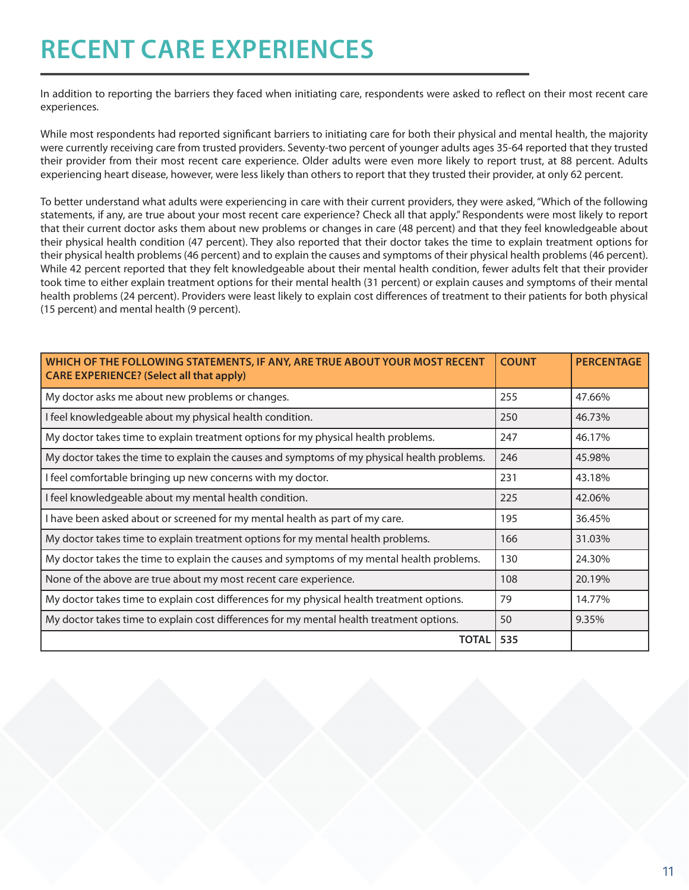# RECENT CARE EXPERIENCES

In addition to reporting the barriers they faced when initiating care, respondents were asked to reflect on their most recent care experiences.

While most respondents had reported significant barriers to initiating care for both their physical and mental health, the majority were currently receiving care from trusted providers. Seventy-two percent of younger adults ages 35-64 reported that they trusted their provider from their most recent care experience. Older adults were even more likely to report trust, at 88 percent. Adults experiencing heart disease, however, were less likely than others to report that they trusted their provider, at only 62 percent.

To better understand what adults were experiencing in care with their current providers, they were asked, "Which of the following statements, if any, are true about your most recent care experience? Check all that apply." Respondents were most likely to report that their current doctor asks them about new problems or changes in care (48 percent) and that they feel knowledgeable about their physical health condition (47 percent). They also reported that their doctor takes the time to explain treatment options for their physical health problems (46 percent) and to explain the causes and symptoms of their physical health problems (46 percent). While 42 percent reported that they felt knowledgeable about their mental health condition, fewer adults felt that their provider took time to either explain treatment options for their mental health (31 percent) or explain causes and symptoms of their mental health problems (24 percent). Providers were least likely to explain cost differences of treatment to their patients for both physical (15 percent) and mental health (9 percent).

| WHICH OF THE FOLLOWING STATEMENTS, IF ANY, ARE TRUE ABOUT YOUR MOST RECENT CARE EXPERIENCE? (Select all that apply) | COUNT | PERCENTAGE |
|---|---|---|
| My doctor asks me about new problems or changes. | 255 | 47.66% |
| I feel knowledgeable about my physical health condition. | 250 | 46.73% |
| My doctor takes time to explain treatment options for my physical health problems. | 247 | 46.17% |
| My doctor takes the time to explain the causes and symptoms of my physical health problems. | 246 | 45.98% |
| I feel comfortable bringing up new concerns with my doctor. | 231 | 43.18% |
| I feel knowledgeable about my mental health condition. | 225 | 42.06% |
| I have been asked about or screened for my mental health as part of my care. | 195 | 36.45% |
| My doctor takes time to explain treatment options for my mental health problems. | 166 | 31.03% |
| My doctor takes the time to explain the causes and symptoms of my mental health problems. | 130 | 24.30% |
| None of the above are true about my most recent care experience. | 108 | 20.19% |
| My doctor takes time to explain cost differences for my physical health treatment options. | 79 | 14.77% |
| My doctor takes time to explain cost differences for my mental health treatment options. | 50 | 9.35% |
| **TOTAL** | **535** | |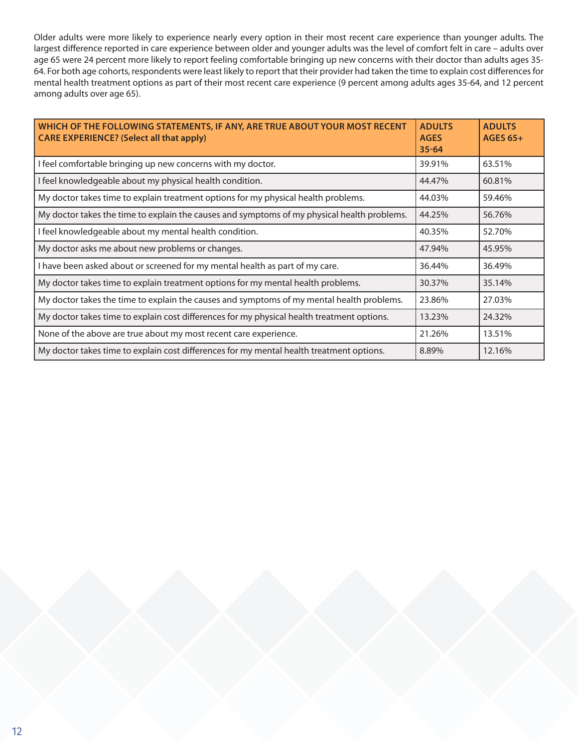Older adults were more likely to experience nearly every option in their most recent care experience than younger adults. The largest difference reported in care experience between older and younger adults was the level of comfort felt in care – adults over age 65 were 24 percent more likely to report feeling comfortable bringing up new concerns with their doctor than adults ages 35-64. For both age cohorts, respondents were least likely to report that their provider had taken the time to explain cost differences for mental health treatment options as part of their most recent care experience (9 percent among adults ages 35-64, and 12 percent among adults over age 65).

| WHICH OF THE FOLLOWING STATEMENTS, IF ANY, ARE TRUE ABOUT YOUR MOST RECENT CARE EXPERIENCE? (Select all that apply) | ADULTS AGES 35-64 | ADULTS AGES 65+ |
| --- | --- | --- |
| I feel comfortable bringing up new concerns with my doctor. | 39.91% | 63.51% |
| I feel knowledgeable about my physical health condition. | 44.47% | 60.81% |
| My doctor takes time to explain treatment options for my physical health problems. | 44.03% | 59.46% |
| My doctor takes the time to explain the causes and symptoms of my physical health problems. | 44.25% | 56.76% |
| I feel knowledgeable about my mental health condition. | 40.35% | 52.70% |
| My doctor asks me about new problems or changes. | 47.94% | 45.95% |
| I have been asked about or screened for my mental health as part of my care. | 36.44% | 36.49% |
| My doctor takes time to explain treatment options for my mental health problems. | 30.37% | 35.14% |
| My doctor takes the time to explain the causes and symptoms of my mental health problems. | 23.86% | 27.03% |
| My doctor takes time to explain cost differences for my physical health treatment options. | 13.23% | 24.32% |
| None of the above are true about my most recent care experience. | 21.26% | 13.51% |
| My doctor takes time to explain cost differences for my mental health treatment options. | 8.89% | 12.16% |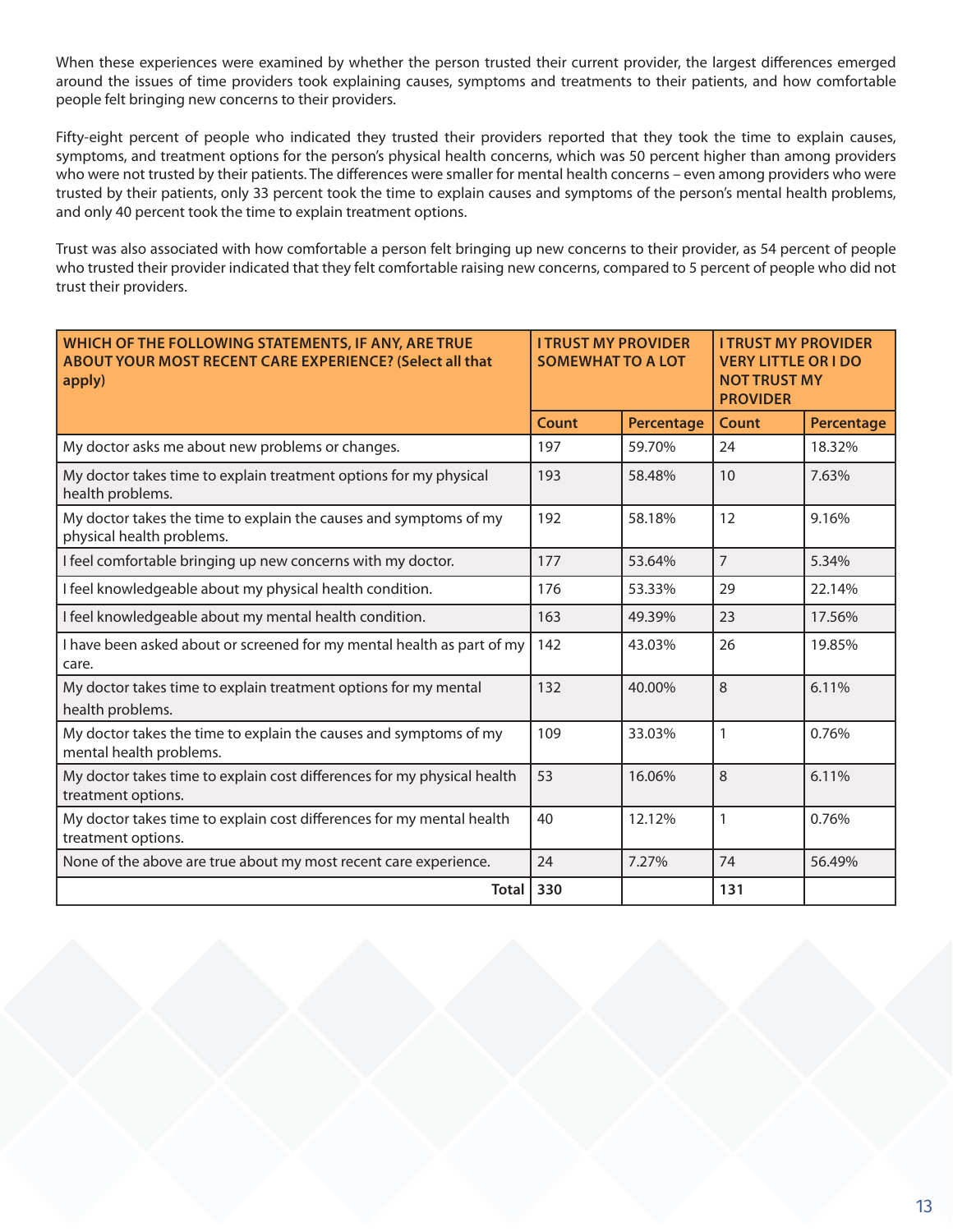When these experiences were examined by whether the person trusted their current provider, the largest differences emerged around the issues of time providers took explaining causes, symptoms and treatments to their patients, and how comfortable people felt bringing new concerns to their providers.

Fifty-eight percent of people who indicated they trusted their providers reported that they took the time to explain causes, symptoms, and treatment options for the person's physical health concerns, which was 50 percent higher than among providers who were not trusted by their patients. The differences were smaller for mental health concerns – even among providers who were trusted by their patients, only 33 percent took the time to explain causes and symptoms of the person's mental health problems, and only 40 percent took the time to explain treatment options.

Trust was also associated with how comfortable a person felt bringing up new concerns to their provider, as 54 percent of people who trusted their provider indicated that they felt comfortable raising new concerns, compared to 5 percent of people who did not trust their providers.

| WHICH OF THE FOLLOWING STATEMENTS, IF ANY, ARE TRUE ABOUT YOUR MOST RECENT CARE EXPERIENCE? (Select all that apply) | I TRUST MY PROVIDER SOMEWHAT TO A LOT | | I TRUST MY PROVIDER VERY LITTLE OR I DO NOT TRUST MY PROVIDER | |
|---|---|---|---|---|
| | Count | Percentage | Count | Percentage |
| My doctor asks me about new problems or changes. | 197 | 59.70% | 24 | 18.32% |
| My doctor takes time to explain treatment options for my physical health problems. | 193 | 58.48% | 10 | 7.63% |
| My doctor takes the time to explain the causes and symptoms of my physical health problems. | 192 | 58.18% | 12 | 9.16% |
| I feel comfortable bringing up new concerns with my doctor. | 177 | 53.64% | 7 | 5.34% |
| I feel knowledgeable about my physical health condition. | 176 | 53.33% | 29 | 22.14% |
| I feel knowledgeable about my mental health condition. | 163 | 49.39% | 23 | 17.56% |
| I have been asked about or screened for my mental health as part of my care. | 142 | 43.03% | 26 | 19.85% |
| My doctor takes time to explain treatment options for my mental health problems. | 132 | 40.00% | 8 | 6.11% |
| My doctor takes the time to explain the causes and symptoms of my mental health problems. | 109 | 33.03% | 1 | 0.76% |
| My doctor takes time to explain cost differences for my physical health treatment options. | 53 | 16.06% | 8 | 6.11% |
| My doctor takes time to explain cost differences for my mental health treatment options. | 40 | 12.12% | 1 | 0.76% |
| None of the above are true about my most recent care experience. | 24 | 7.27% | 74 | 56.49% |
| **Total** | **330** | | **131** | |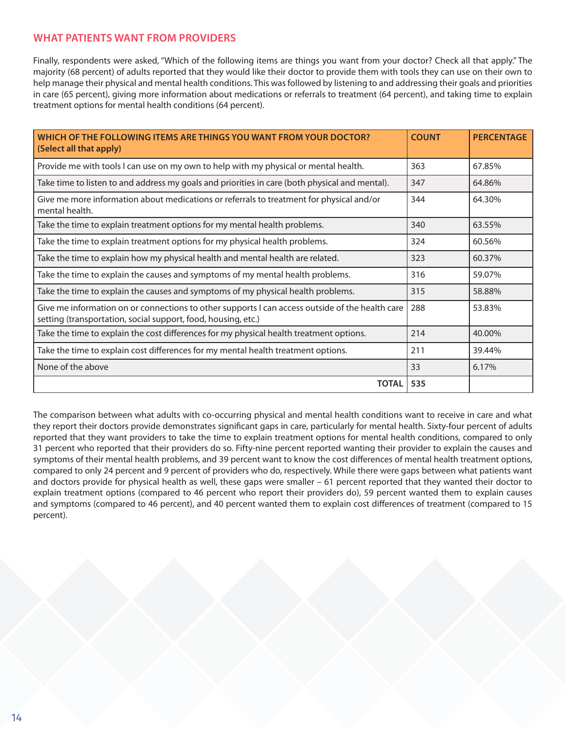## WHAT PATIENTS WANT FROM PROVIDERS

Finally, respondents were asked, "Which of the following items are things you want from your doctor? Check all that apply." The majority (68 percent) of adults reported that they would like their doctor to provide them with tools they can use on their own to help manage their physical and mental health conditions. This was followed by listening to and addressing their goals and priorities in care (65 percent), giving more information about medications or referrals to treatment (64 percent), and taking time to explain treatment options for mental health conditions (64 percent).

| WHICH OF THE FOLLOWING ITEMS ARE THINGS YOU WANT FROM YOUR DOCTOR? (Select all that apply) | COUNT | PERCENTAGE |
|---|---|---|
| Provide me with tools I can use on my own to help with my physical or mental health. | 363 | 67.85% |
| Take time to listen to and address my goals and priorities in care (both physical and mental). | 347 | 64.86% |
| Give me more information about medications or referrals to treatment for physical and/or mental health. | 344 | 64.30% |
| Take the time to explain treatment options for my mental health problems. | 340 | 63.55% |
| Take the time to explain treatment options for my physical health problems. | 324 | 60.56% |
| Take the time to explain how my physical health and mental health are related. | 323 | 60.37% |
| Take the time to explain the causes and symptoms of my mental health problems. | 316 | 59.07% |
| Take the time to explain the causes and symptoms of my physical health problems. | 315 | 58.88% |
| Give me information on or connections to other supports I can access outside of the health care setting (transportation, social support, food, housing, etc.) | 288 | 53.83% |
| Take the time to explain the cost differences for my physical health treatment options. | 214 | 40.00% |
| Take the time to explain cost differences for my mental health treatment options. | 211 | 39.44% |
| None of the above | 33 | 6.17% |
| **TOTAL** | **535** | |

The comparison between what adults with co-occurring physical and mental health conditions want to receive in care and what they report their doctors provide demonstrates significant gaps in care, particularly for mental health. Sixty-four percent of adults reported that they want providers to take the time to explain treatment options for mental health conditions, compared to only 31 percent who reported that their providers do so. Fifty-nine percent reported wanting their provider to explain the causes and symptoms of their mental health problems, and 39 percent want to know the cost differences of mental health treatment options, compared to only 24 percent and 9 percent of providers who do, respectively. While there were gaps between what patients want and doctors provide for physical health as well, these gaps were smaller – 61 percent reported that they wanted their doctor to explain treatment options (compared to 46 percent who report their providers do), 59 percent wanted them to explain causes and symptoms (compared to 46 percent), and 40 percent wanted them to explain cost differences of treatment (compared to 15 percent).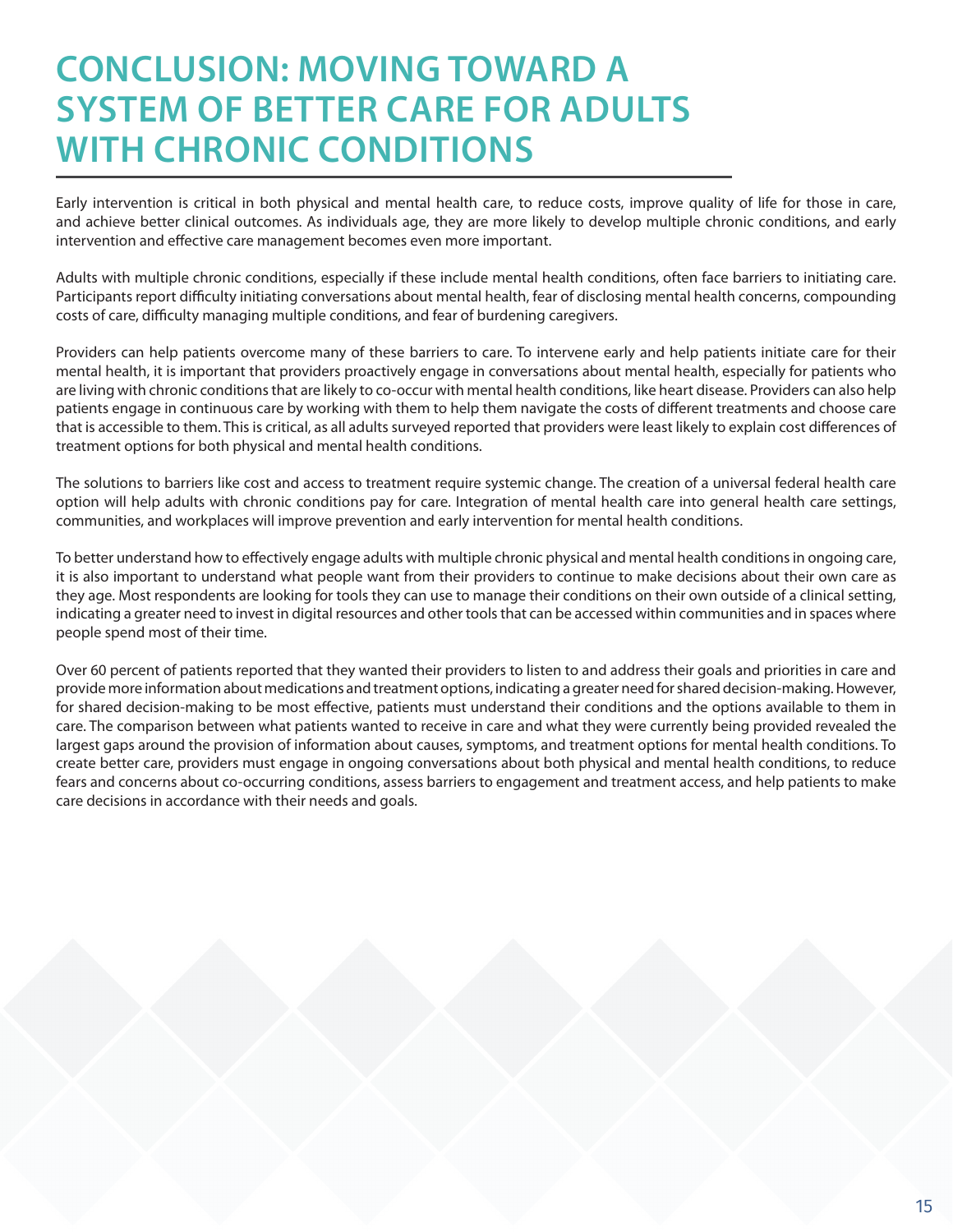# CONCLUSION: MOVING TOWARD A SYSTEM OF BETTER CARE FOR ADULTS WITH CHRONIC CONDITIONS

Early intervention is critical in both physical and mental health care, to reduce costs, improve quality of life for those in care, and achieve better clinical outcomes. As individuals age, they are more likely to develop multiple chronic conditions, and early intervention and effective care management becomes even more important.

Adults with multiple chronic conditions, especially if these include mental health conditions, often face barriers to initiating care. Participants report difficulty initiating conversations about mental health, fear of disclosing mental health concerns, compounding costs of care, difficulty managing multiple conditions, and fear of burdening caregivers.

Providers can help patients overcome many of these barriers to care. To intervene early and help patients initiate care for their mental health, it is important that providers proactively engage in conversations about mental health, especially for patients who are living with chronic conditions that are likely to co-occur with mental health conditions, like heart disease. Providers can also help patients engage in continuous care by working with them to help them navigate the costs of different treatments and choose care that is accessible to them. This is critical, as all adults surveyed reported that providers were least likely to explain cost differences of treatment options for both physical and mental health conditions.

The solutions to barriers like cost and access to treatment require systemic change. The creation of a universal federal health care option will help adults with chronic conditions pay for care. Integration of mental health care into general health care settings, communities, and workplaces will improve prevention and early intervention for mental health conditions.

To better understand how to effectively engage adults with multiple chronic physical and mental health conditions in ongoing care, it is also important to understand what people want from their providers to continue to make decisions about their own care as they age. Most respondents are looking for tools they can use to manage their conditions on their own outside of a clinical setting, indicating a greater need to invest in digital resources and other tools that can be accessed within communities and in spaces where people spend most of their time.

Over 60 percent of patients reported that they wanted their providers to listen to and address their goals and priorities in care and provide more information about medications and treatment options, indicating a greater need for shared decision-making. However, for shared decision-making to be most effective, patients must understand their conditions and the options available to them in care. The comparison between what patients wanted to receive in care and what they were currently being provided revealed the largest gaps around the provision of information about causes, symptoms, and treatment options for mental health conditions. To create better care, providers must engage in ongoing conversations about both physical and mental health conditions, to reduce fears and concerns about co-occurring conditions, assess barriers to engagement and treatment access, and help patients to make care decisions in accordance with their needs and goals.